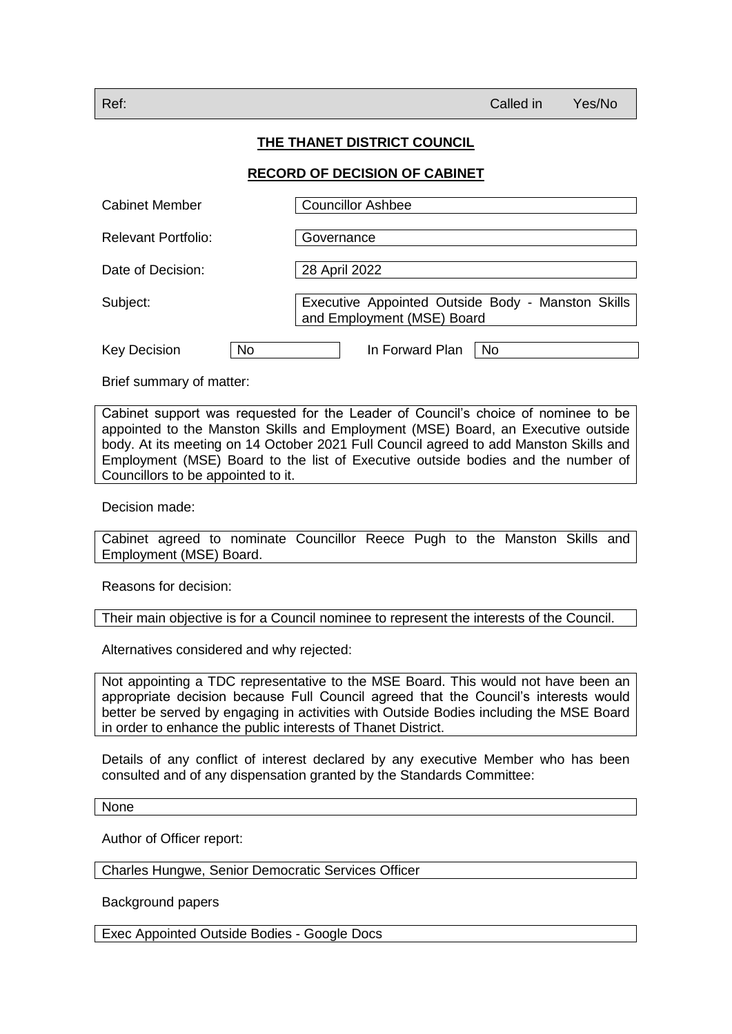| Ref: | Called in | Yes/No |
|---|---|---|

## THE THANET DISTRICT COUNCIL

## RECORD OF DECISION OF CABINET

| | |
|---|---|
| Cabinet Member | Councillor Ashbee |
| Relevant Portfolio: | Governance |
| Date of Decision: | 28 April 2022 |
| Subject: | Executive Appointed Outside Body - Manston Skills and Employment (MSE) Board |

| Key Decision | No | In Forward Plan | No |
|---|---|---|---|

Brief summary of matter:

Cabinet support was requested for the Leader of Council's choice of nominee to be appointed to the Manston Skills and Employment (MSE) Board, an Executive outside body. At its meeting on 14 October 2021 Full Council agreed to add Manston Skills and Employment (MSE) Board to the list of Executive outside bodies and the number of Councillors to be appointed to it.

Decision made:

Cabinet agreed to nominate Councillor Reece Pugh to the Manston Skills and Employment (MSE) Board.

Reasons for decision:

Their main objective is for a Council nominee to represent the interests of the Council.

Alternatives considered and why rejected:

Not appointing a TDC representative to the MSE Board. This would not have been an appropriate decision because Full Council agreed that the Council's interests would better be served by engaging in activities with Outside Bodies including the MSE Board in order to enhance the public interests of Thanet District.

Details of any conflict of interest declared by any executive Member who has been consulted and of any dispensation granted by the Standards Committee:

None

Author of Officer report:

Charles Hungwe, Senior Democratic Services Officer

Background papers

Exec Appointed Outside Bodies - Google Docs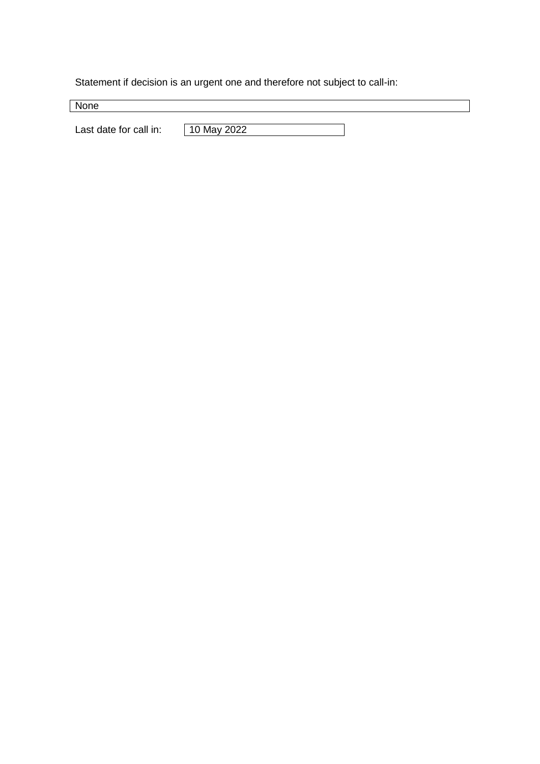Statement if decision is an urgent one and therefore not subject to call-in:

| |
|---|
| None |

| | |
|---|---|
| Last date for call in: | 10 May 2022 |